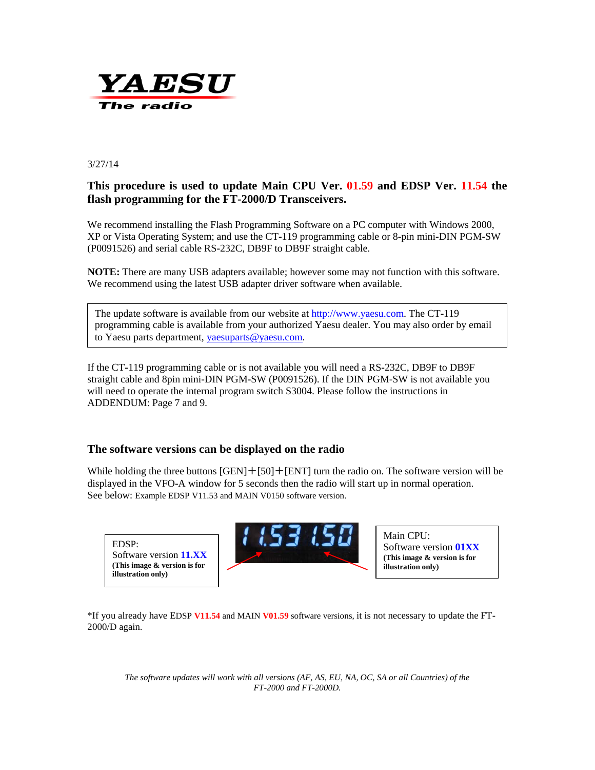YAESU

The radio

3/27/14

**This procedure is used to update Main CPU Ver. 01.59 and EDSP Ver. 11.54 the flash programming for the FT-2000/D Transceivers.**

We recommend installing the Flash Programming Software on a PC computer with Windows 2000, XP or Vista Operating System; and use the CT-119 programming cable or 8-pin mini-DIN PGM-SW (P0091526) and serial cable RS-232C, DB9F to DB9F straight cable.

**NOTE:** There are many USB adapters available; however some may not function with this software. We recommend using the latest USB adapter driver software when available.

> The update software is available from our website at http://www.yaesu.com. The CT-119 programming cable is available from your authorized Yaesu dealer. You may also order by email to Yaesu parts department, yaesuparts@yaesu.com.

If the CT-119 programming cable or is not available you will need a RS-232C, DB9F to DB9F straight cable and 8pin mini-DIN PGM-SW (P0091526). If the DIN PGM-SW is not available you will need to operate the internal program switch S3004. Please follow the instructions in ADDENDUM: Page 7 and 9.

## The software versions can be displayed on the radio

While holding the three buttons [GEN]＋[50]＋[ENT] turn the radio on. The software version will be displayed in the VFO-A window for 5 seconds then the radio will start up in normal operation.
See below: Example EDSP V11.53 and MAIN V0150 software version.

EDSP:
Software version **11.XX**
**(This image & version is for illustration only)**

11.53 1.50

Main CPU:
Software version **01XX**
**(This image & version is for illustration only)**

*If you already have EDSP **V11.54** and MAIN **V01.59** software versions, it is not necessary to update the FT-2000/D again.

*The software updates will work with all versions (AF, AS, EU, NA, OC, SA or all Countries) of the FT-2000 and FT-2000D.*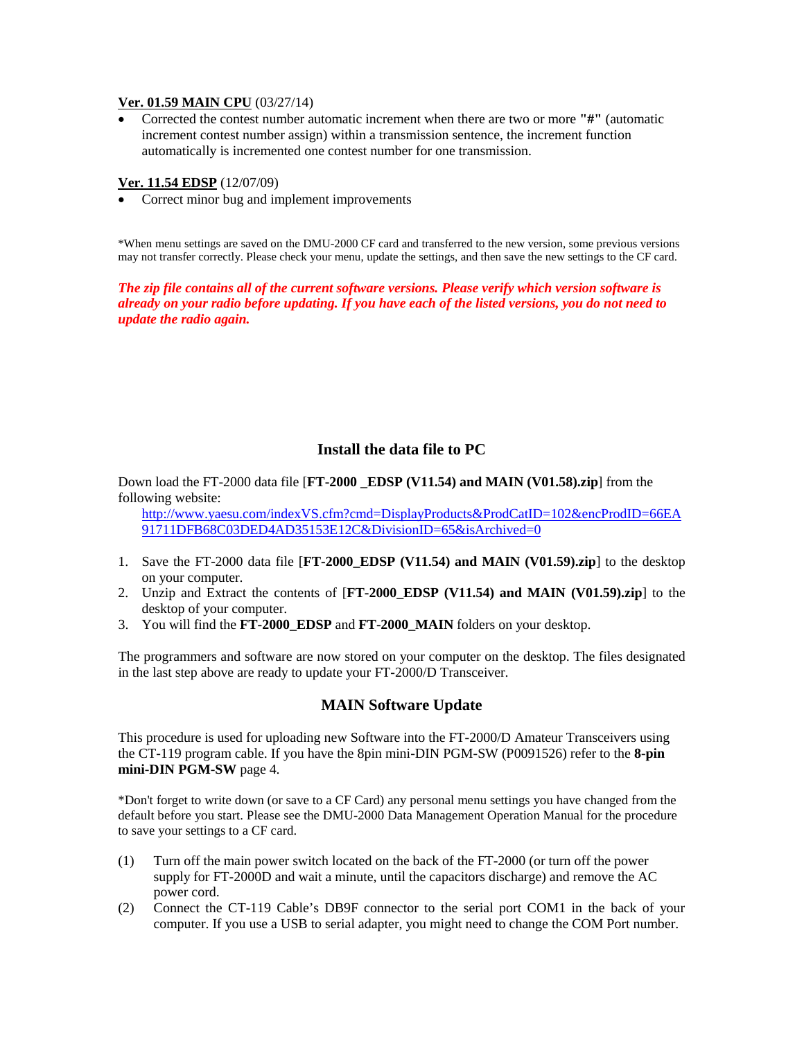**Ver. 01.59 MAIN CPU** (03/27/14)

- Corrected the contest number automatic increment when there are two or more **"#"** (automatic increment contest number assign) within a transmission sentence, the increment function automatically is incremented one contest number for one transmission.

**Ver. 11.54 EDSP** (12/07/09)

- Correct minor bug and implement improvements

*When menu settings are saved on the DMU-2000 CF card and transferred to the new version, some previous versions may not transfer correctly. Please check your menu, update the settings, and then save the new settings to the CF card.

***The zip file contains all of the current software versions. Please verify which version software is already on your radio before updating. If you have each of the listed versions, you do not need to update the radio again.***

## Install the data file to PC

Down load the FT-2000 data file [**FT-2000 _EDSP (V11.54) and MAIN (V01.58).zip**] from the following website:

[http://www.yaesu.com/indexVS.cfm?cmd=DisplayProducts&ProdCatID=102&encProdID=66EA91711DFB68C03DED4AD35153E12C&DivisionID=65&isArchived=0](http://www.yaesu.com/indexVS.cfm?cmd=DisplayProducts&ProdCatID=102&encProdID=66EA91711DFB68C03DED4AD35153E12C&DivisionID=65&isArchived=0)

1. Save the FT-2000 data file [**FT-2000_EDSP (V11.54) and MAIN (V01.59).zip**] to the desktop on your computer.
2. Unzip and Extract the contents of [**FT-2000_EDSP (V11.54) and MAIN (V01.59).zip**] to the desktop of your computer.
3. You will find the **FT-2000_EDSP** and **FT-2000_MAIN** folders on your desktop.

The programmers and software are now stored on your computer on the desktop. The files designated in the last step above are ready to update your FT-2000/D Transceiver.

## MAIN Software Update

This procedure is used for uploading new Software into the FT-2000/D Amateur Transceivers using the CT-119 program cable. If you have the 8pin mini-DIN PGM-SW (P0091526) refer to the **8-pin mini-DIN PGM-SW** page 4.

*Don't forget to write down (or save to a CF Card) any personal menu settings you have changed from the default before you start. Please see the DMU-2000 Data Management Operation Manual for the procedure to save your settings to a CF card.

(1) Turn off the main power switch located on the back of the FT-2000 (or turn off the power supply for FT-2000D and wait a minute, until the capacitors discharge) and remove the AC power cord.

(2) Connect the CT-119 Cable's DB9F connector to the serial port COM1 in the back of your computer. If you use a USB to serial adapter, you might need to change the COM Port number.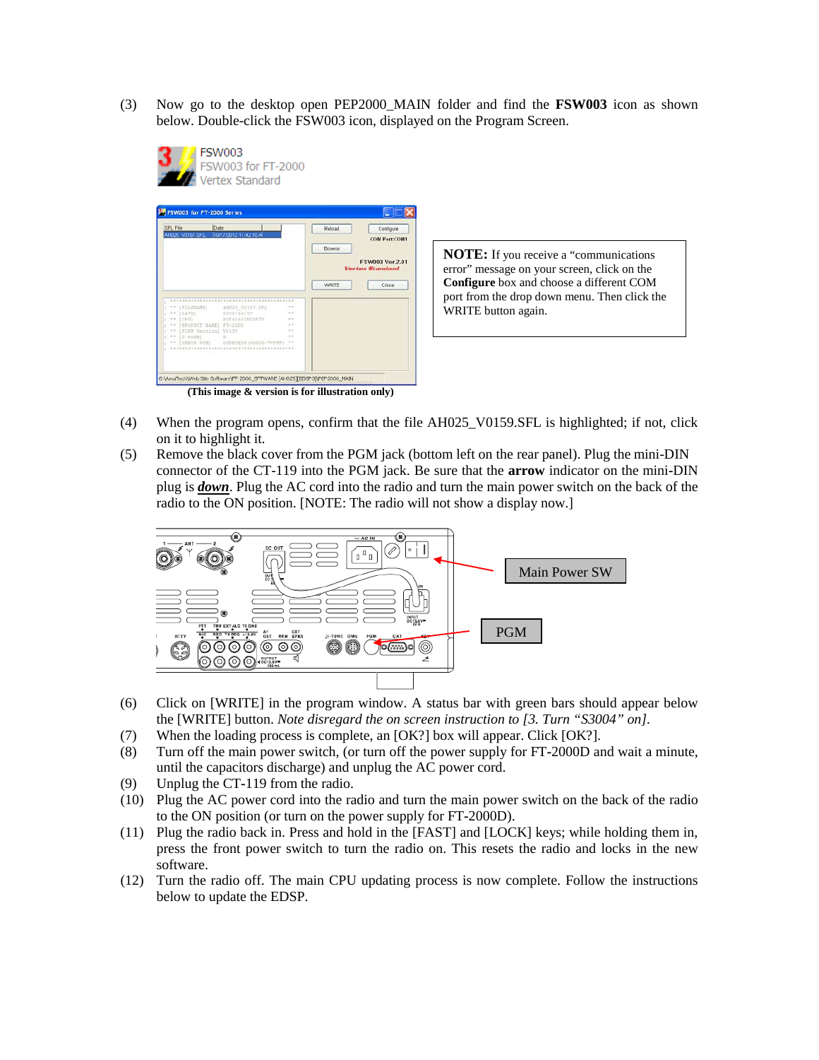(3) Now go to the desktop open PEP2000_MAIN folder and find the **FSW003** icon as shown below. Double-click the FSW003 icon, displayed on the Program Screen.

FSW003
FSW003 for FT-2000
Vertex Standard

**(This image & version is for illustration only)**

**NOTE:** If you receive a "communications error" message on your screen, click on the **Configure** box and choose a different COM port from the drop down menu. Then click the WRITE button again.

(4) When the program opens, confirm that the file AH025_V0159.SFL is highlighted; if not, click on it to highlight it.

(5) Remove the black cover from the PGM jack (bottom left on the rear panel). Plug the mini-DIN connector of the CT-119 into the PGM jack. Be sure that the **arrow** indicator on the mini-DIN plug is ***down***. Plug the AC cord into the radio and turn the main power switch on the back of the radio to the ON position. [NOTE: The radio will not show a display now.]

Main Power SW

PGM

(6) Click on [WRITE] in the program window. A status bar with green bars should appear below the [WRITE] button. *Note disregard the on screen instruction to [3. Turn "S3004" on].*

(7) When the loading process is complete, an [OK?] box will appear. Click [OK?].

(8) Turn off the main power switch, (or turn off the power supply for FT-2000D and wait a minute, until the capacitors discharge) and unplug the AC power cord.

(9) Unplug the CT-119 from the radio.

(10) Plug the AC power cord into the radio and turn the main power switch on the back of the radio to the ON position (or turn on the power supply for FT-2000D).

(11) Plug the radio back in. Press and hold in the [FAST] and [LOCK] keys; while holding them in, press the front power switch to turn the radio on. This resets the radio and locks in the new software.

(12) Turn the radio off. The main CPU updating process is now complete. Follow the instructions below to update the EDSP.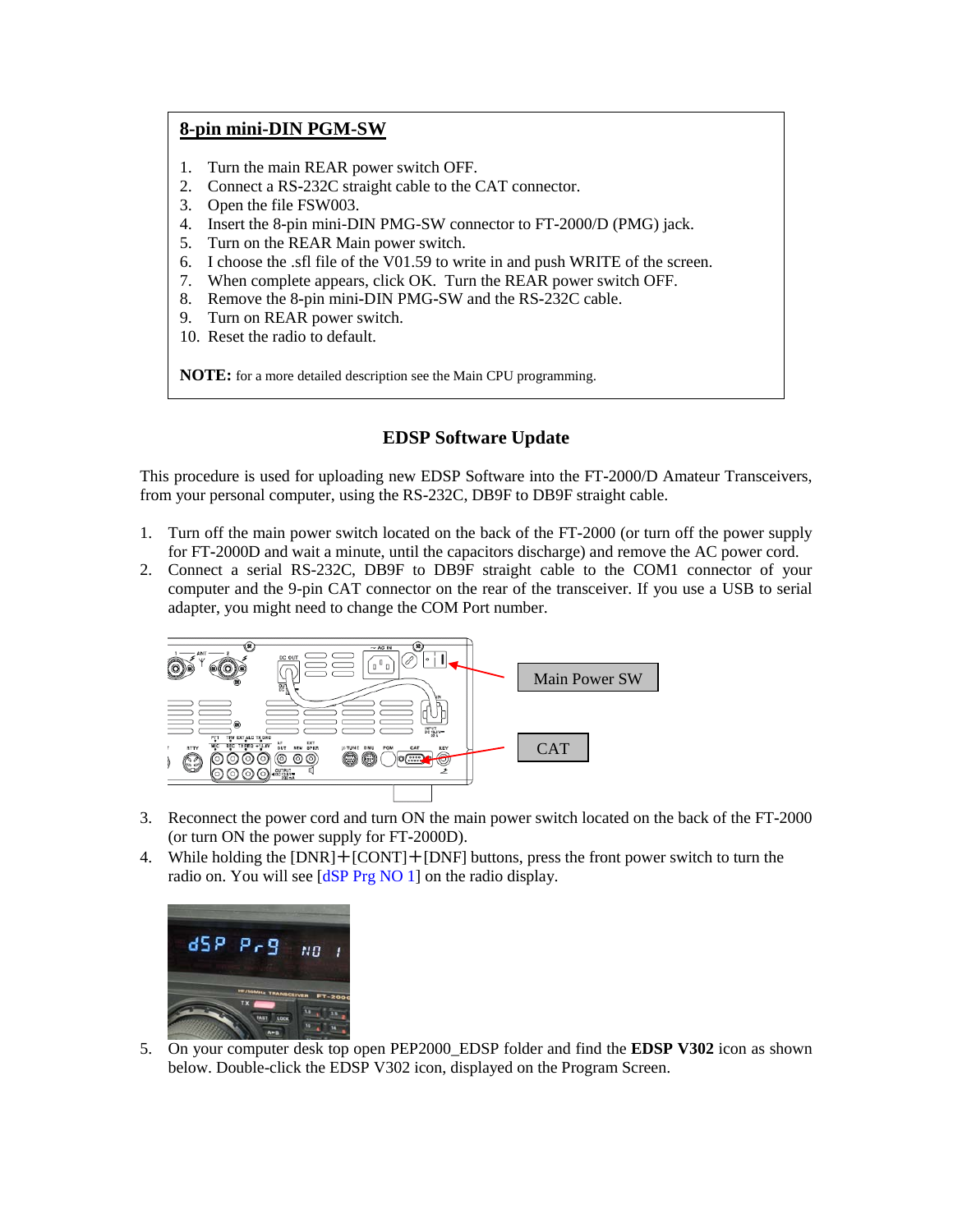## 8-pin mini-DIN PGM-SW

1. Turn the main REAR power switch OFF.
2. Connect a RS-232C straight cable to the CAT connector.
3. Open the file FSW003.
4. Insert the 8-pin mini-DIN PMG-SW connector to FT-2000/D (PMG) jack.
5. Turn on the REAR Main power switch.
6. I choose the .sfl file of the V01.59 to write in and push WRITE of the screen.
7. When complete appears, click OK. Turn the REAR power switch OFF.
8. Remove the 8-pin mini-DIN PMG-SW and the RS-232C cable.
9. Turn on REAR power switch.
10. Reset the radio to default.

**NOTE:** for a more detailed description see the Main CPU programming.

## EDSP Software Update

This procedure is used for uploading new EDSP Software into the FT-2000/D Amateur Transceivers, from your personal computer, using the RS-232C, DB9F to DB9F straight cable.

1. Turn off the main power switch located on the back of the FT-2000 (or turn off the power supply for FT-2000D and wait a minute, until the capacitors discharge) and remove the AC power cord.
2. Connect a serial RS-232C, DB9F to DB9F straight cable to the COM1 connector of your computer and the 9-pin CAT connector on the rear of the transceiver. If you use a USB to serial adapter, you might need to change the COM Port number.

Main Power SW

CAT

3. Reconnect the power cord and turn ON the main power switch located on the back of the FT-2000 (or turn ON the power supply for FT-2000D).
4. While holding the [DNR]+[CONT]+[DNF] buttons, press the front power switch to turn the radio on. You will see [dSP Prg NO 1] on the radio display.

5. On your computer desk top open PEP2000_EDSP folder and find the **EDSP V302** icon as shown below. Double-click the EDSP V302 icon, displayed on the Program Screen.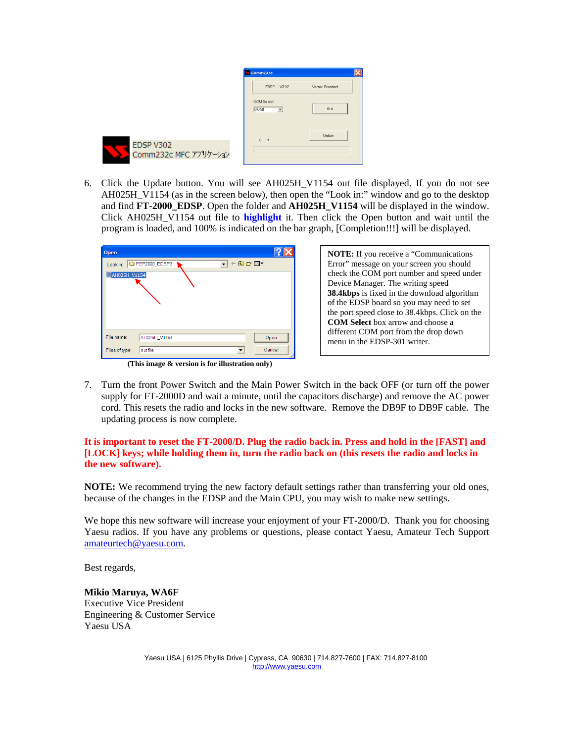EDSP V302
Comm232c MFC アプリケーション

6. Click the Update button. You will see AH025H_V1154 out file displayed. If you do not see AH025H_V1154 (as in the screen below), then open the "Look in:" window and go to the desktop and find **FT-2000_EDSP**. Open the folder and **AH025H_V1154** will be displayed in the window. Click AH025H_V1154 out file to **highlight** it. Then click the Open button and wait until the program is loaded, and 100% is indicated on the bar graph, [Completion!!!] will be displayed.

**(This image & version is for illustration only)**

**NOTE:** If you receive a "Communications Error" message on your screen you should check the COM port number and speed under Device Manager. The writing speed **38.4kbps** is fixed in the download algorithm of the EDSP board so you may need to set the port speed close to 38.4kbps. Click on the **COM Select** box arrow and choose a different COM port from the drop down menu in the EDSP-301 writer.

7. Turn the front Power Switch and the Main Power Switch in the back OFF (or turn off the power supply for FT-2000D and wait a minute, until the capacitors discharge) and remove the AC power cord. This resets the radio and locks in the new software. Remove the DB9F to DB9F cable. The updating process is now complete.

**It is important to reset the FT-2000/D. Plug the radio back in. Press and hold in the [FAST] and [LOCK] keys; while holding them in, turn the radio back on (this resets the radio and locks in the new software).**

**NOTE:** We recommend trying the new factory default settings rather than transferring your old ones, because of the changes in the EDSP and the Main CPU, you may wish to make new settings.

We hope this new software will increase your enjoyment of your FT-2000/D. Thank you for choosing Yaesu radios. If you have any problems or questions, please contact Yaesu, Amateur Tech Support amateurtech@yaesu.com.

Best regards,

**Mikio Maruya, WA6F**
Executive Vice President
Engineering & Customer Service
Yaesu USA

Yaesu USA | 6125 Phyllis Drive | Cypress, CA 90630 | 714.827-7600 | FAX: 714.827-8100
http://www.yaesu.com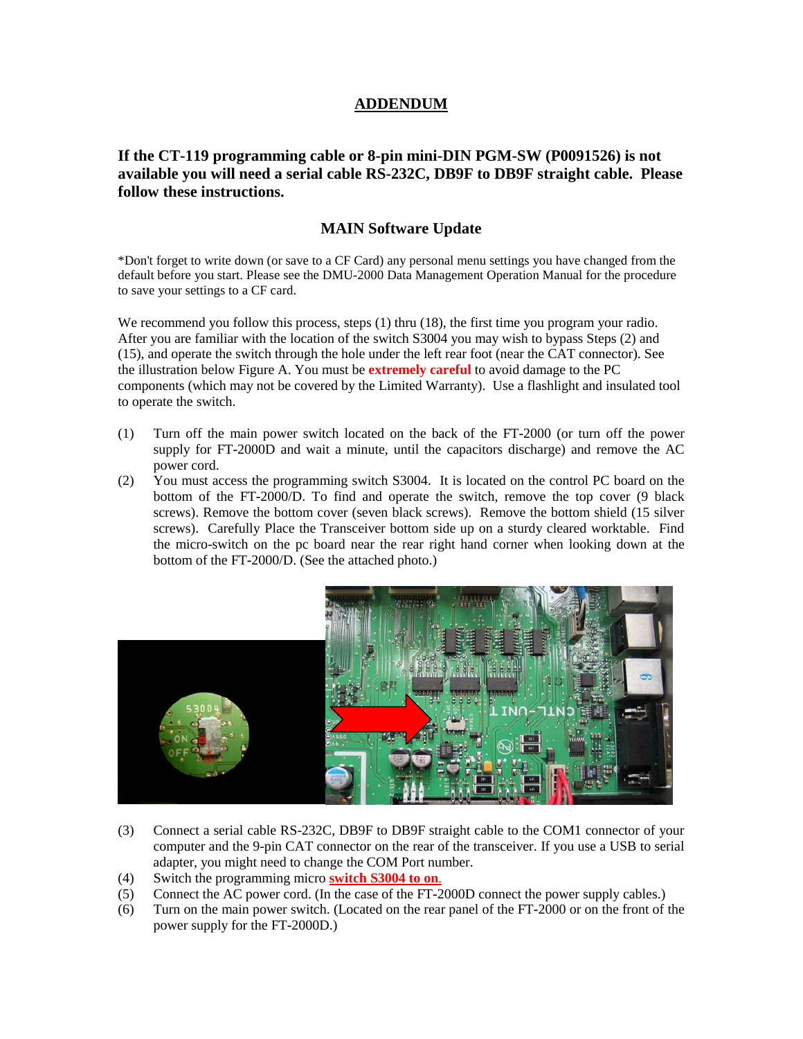## ADDENDUM

**If the CT-119 programming cable or 8-pin mini-DIN PGM-SW (P0091526) is not available you will need a serial cable RS-232C, DB9F to DB9F straight cable. Please follow these instructions.**

### MAIN Software Update

*Don't forget to write down (or save to a CF Card) any personal menu settings you have changed from the default before you start. Please see the DMU-2000 Data Management Operation Manual for the procedure to save your settings to a CF card.

We recommend you follow this process, steps (1) thru (18), the first time you program your radio. After you are familiar with the location of the switch S3004 you may wish to bypass Steps (2) and (15), and operate the switch through the hole under the left rear foot (near the CAT connector). See the illustration below Figure A. You must be **extremely careful** to avoid damage to the PC components (which may not be covered by the Limited Warranty). Use a flashlight and insulated tool to operate the switch.

(1) Turn off the main power switch located on the back of the FT-2000 (or turn off the power supply for FT-2000D and wait a minute, until the capacitors discharge) and remove the AC power cord.

(2) You must access the programming switch S3004. It is located on the control PC board on the bottom of the FT-2000/D. To find and operate the switch, remove the top cover (9 black screws). Remove the bottom cover (seven black screws). Remove the bottom shield (15 silver screws). Carefully Place the Transceiver bottom side up on a sturdy cleared worktable. Find the micro-switch on the pc board near the rear right hand corner when looking down at the bottom of the FT-2000/D. (See the attached photo.)

(3) Connect a serial cable RS-232C, DB9F to DB9F straight cable to the COM1 connector of your computer and the 9-pin CAT connector on the rear of the transceiver. If you use a USB to serial adapter, you might need to change the COM Port number.

(4) Switch the programming micro **switch S3004 to on**.

(5) Connect the AC power cord. (In the case of the FT-2000D connect the power supply cables.)

(6) Turn on the main power switch. (Located on the rear panel of the FT-2000 or on the front of the power supply for the FT-2000D.)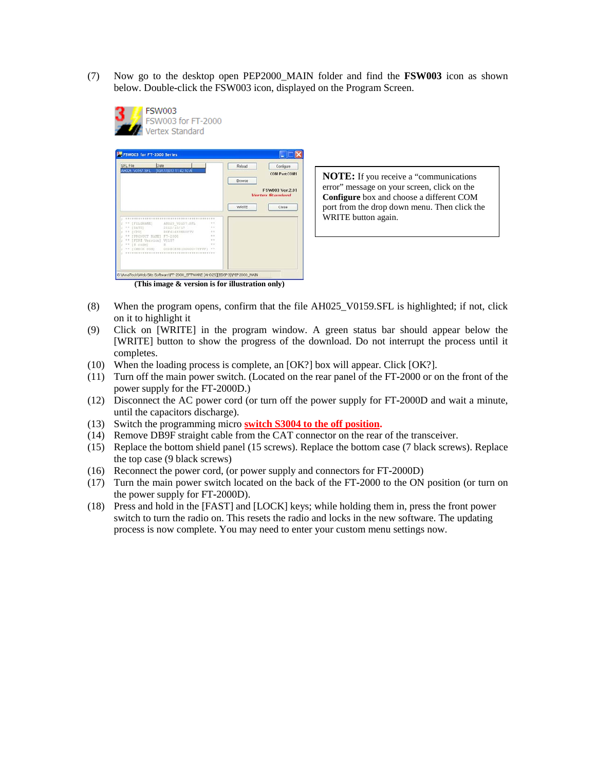(7) Now go to the desktop open PEP2000_MAIN folder and find the **FSW003** icon as shown below. Double-click the FSW003 icon, displayed on the Program Screen.

FSW003
FSW003 for FT-2000
Vertex Standard

**(This image & version is for illustration only)**

> **NOTE:** If you receive a "communications error" message on your screen, click on the **Configure** box and choose a different COM port from the drop down menu. Then click the WRITE button again.

(8) When the program opens, confirm that the file AH025_V0159.SFL is highlighted; if not, click on it to highlight it

(9) Click on [WRITE] in the program window. A green status bar should appear below the [WRITE] button to show the progress of the download. Do not interrupt the process until it completes.

(10) When the loading process is complete, an [OK?] box will appear. Click [OK?].

(11) Turn off the main power switch. (Located on the rear panel of the FT-2000 or on the front of the power supply for the FT-2000D.)

(12) Disconnect the AC power cord (or turn off the power supply for FT-2000D and wait a minute, until the capacitors discharge).

(13) Switch the programming micro **switch S3004 to the off position.**

(14) Remove DB9F straight cable from the CAT connector on the rear of the transceiver.

(15) Replace the bottom shield panel (15 screws). Replace the bottom case (7 black screws). Replace the top case (9 black screws)

(16) Reconnect the power cord, (or power supply and connectors for FT-2000D)

(17) Turn the main power switch located on the back of the FT-2000 to the ON position (or turn on the power supply for FT-2000D).

(18) Press and hold in the [FAST] and [LOCK] keys; while holding them in, press the front power switch to turn the radio on. This resets the radio and locks in the new software. The updating process is now complete. You may need to enter your custom menu settings now.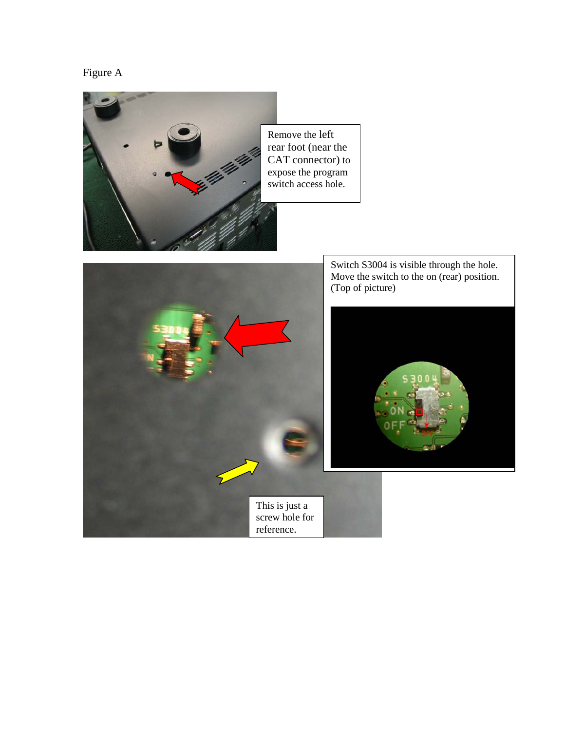Figure A

Remove the left rear foot (near the CAT connector) to expose the program switch access hole.

Switch S3004 is visible through the hole. Move the switch to the on (rear) position. (Top of picture)

This is just a screw hole for reference.